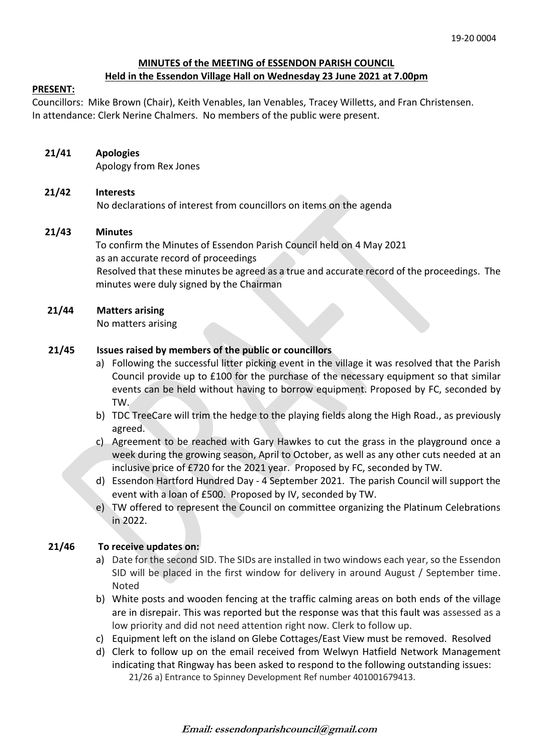19-20 0004

**MINUTES of the MEETING of ESSENDON PARISH COUNCIL**
**Held in the Essendon Village Hall on Wednesday 23 June 2021 at 7.00pm**

**PRESENT:**
Councillors: Mike Brown (Chair), Keith Venables, Ian Venables, Tracey Willetts, and Fran Christensen.
In attendance: Clerk Nerine Chalmers. No members of the public were present.

**21/41 Apologies**
Apology from Rex Jones

**21/42 Interests**
No declarations of interest from councillors on items on the agenda

**21/43 Minutes**
To confirm the Minutes of Essendon Parish Council held on 4 May 2021 as an accurate record of proceedings
Resolved that these minutes be agreed as a true and accurate record of the proceedings. The minutes were duly signed by the Chairman

**21/44 Matters arising**
No matters arising

**21/45 Issues raised by members of the public or councillors**

a) Following the successful litter picking event in the village it was resolved that the Parish Council provide up to £100 for the purchase of the necessary equipment so that similar events can be held without having to borrow equipment. Proposed by FC, seconded by TW.
b) TDC TreeCare will trim the hedge to the playing fields along the High Road., as previously agreed.
c) Agreement to be reached with Gary Hawkes to cut the grass in the playground once a week during the growing season, April to October, as well as any other cuts needed at an inclusive price of £720 for the 2021 year. Proposed by FC, seconded by TW.
d) Essendon Hartford Hundred Day - 4 September 2021. The parish Council will support the event with a loan of £500. Proposed by IV, seconded by TW.
e) TW offered to represent the Council on committee organizing the Platinum Celebrations in 2022.

**21/46 To receive updates on:**

a) Date for the second SID. The SIDs are installed in two windows each year, so the Essendon SID will be placed in the first window for delivery in around August / September time. Noted
b) White posts and wooden fencing at the traffic calming areas on both ends of the village are in disrepair. This was reported but the response was that this fault was assessed as a low priority and did not need attention right now. Clerk to follow up.
c) Equipment left on the island on Glebe Cottages/East View must be removed. Resolved
d) Clerk to follow up on the email received from Welwyn Hatfield Network Management indicating that Ringway has been asked to respond to the following outstanding issues:
   21/26 a) Entrance to Spinney Development Ref number 401001679413.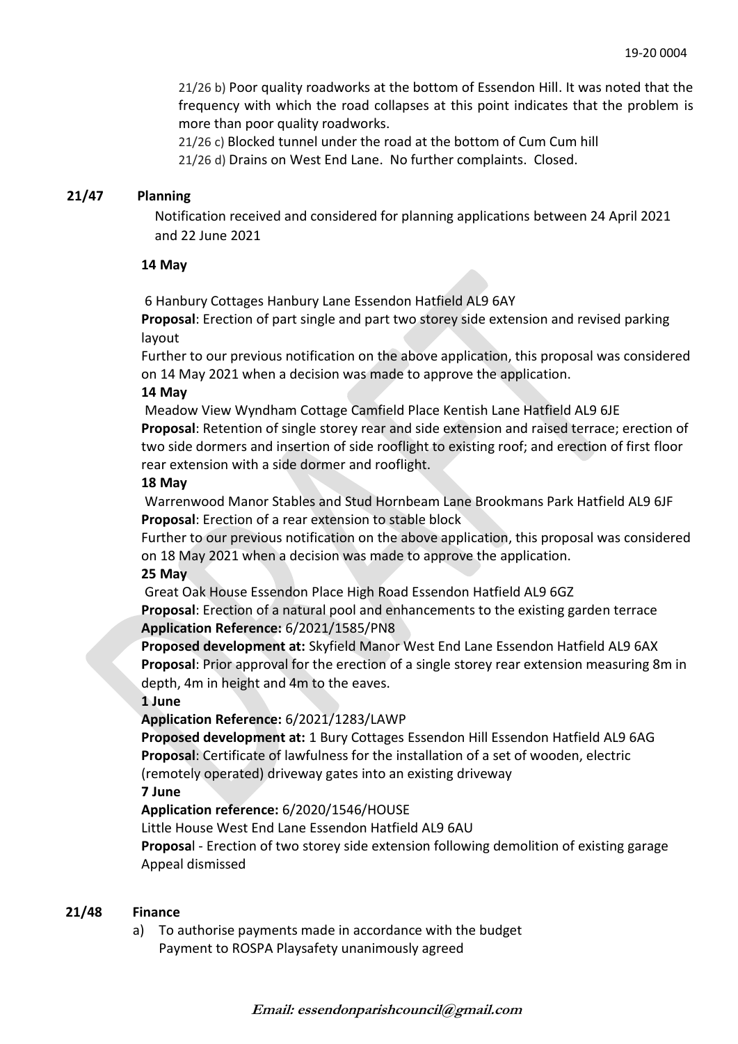21/26 b) Poor quality roadworks at the bottom of Essendon Hill. It was noted that the frequency with which the road collapses at this point indicates that the problem is more than poor quality roadworks.

21/26 c) Blocked tunnel under the road at the bottom of Cum Cum hill

21/26 d) Drains on West End Lane. No further complaints. Closed.

**21/47 Planning**

Notification received and considered for planning applications between 24 April 2021 and 22 June 2021

**14 May**

6 Hanbury Cottages Hanbury Lane Essendon Hatfield AL9 6AY

**Proposal**: Erection of part single and part two storey side extension and revised parking layout

Further to our previous notification on the above application, this proposal was considered on 14 May 2021 when a decision was made to approve the application.

**14 May**

Meadow View Wyndham Cottage Camfield Place Kentish Lane Hatfield AL9 6JE

**Proposal**: Retention of single storey rear and side extension and raised terrace; erection of two side dormers and insertion of side rooflight to existing roof; and erection of first floor rear extension with a side dormer and rooflight.

**18 May**

Warrenwood Manor Stables and Stud Hornbeam Lane Brookmans Park Hatfield AL9 6JF

**Proposal**: Erection of a rear extension to stable block

Further to our previous notification on the above application, this proposal was considered on 18 May 2021 when a decision was made to approve the application.

**25 May**

Great Oak House Essendon Place High Road Essendon Hatfield AL9 6GZ

**Proposal**: Erection of a natural pool and enhancements to the existing garden terrace

**Application Reference:** 6/2021/1585/PN8

**Proposed development at:** Skyfield Manor West End Lane Essendon Hatfield AL9 6AX

**Proposal**: Prior approval for the erection of a single storey rear extension measuring 8m in depth, 4m in height and 4m to the eaves.

**1 June**

**Application Reference:** 6/2021/1283/LAWP

**Proposed development at:** 1 Bury Cottages Essendon Hill Essendon Hatfield AL9 6AG

**Proposal**: Certificate of lawfulness for the installation of a set of wooden, electric (remotely operated) driveway gates into an existing driveway

**7 June**

**Application reference:** 6/2020/1546/HOUSE

Little House West End Lane Essendon Hatfield AL9 6AU

**Proposal** - Erection of two storey side extension following demolition of existing garage

Appeal dismissed

**21/48 Finance**

a) To authorise payments made in accordance with the budget
   Payment to ROSPA Playsafety unanimously agreed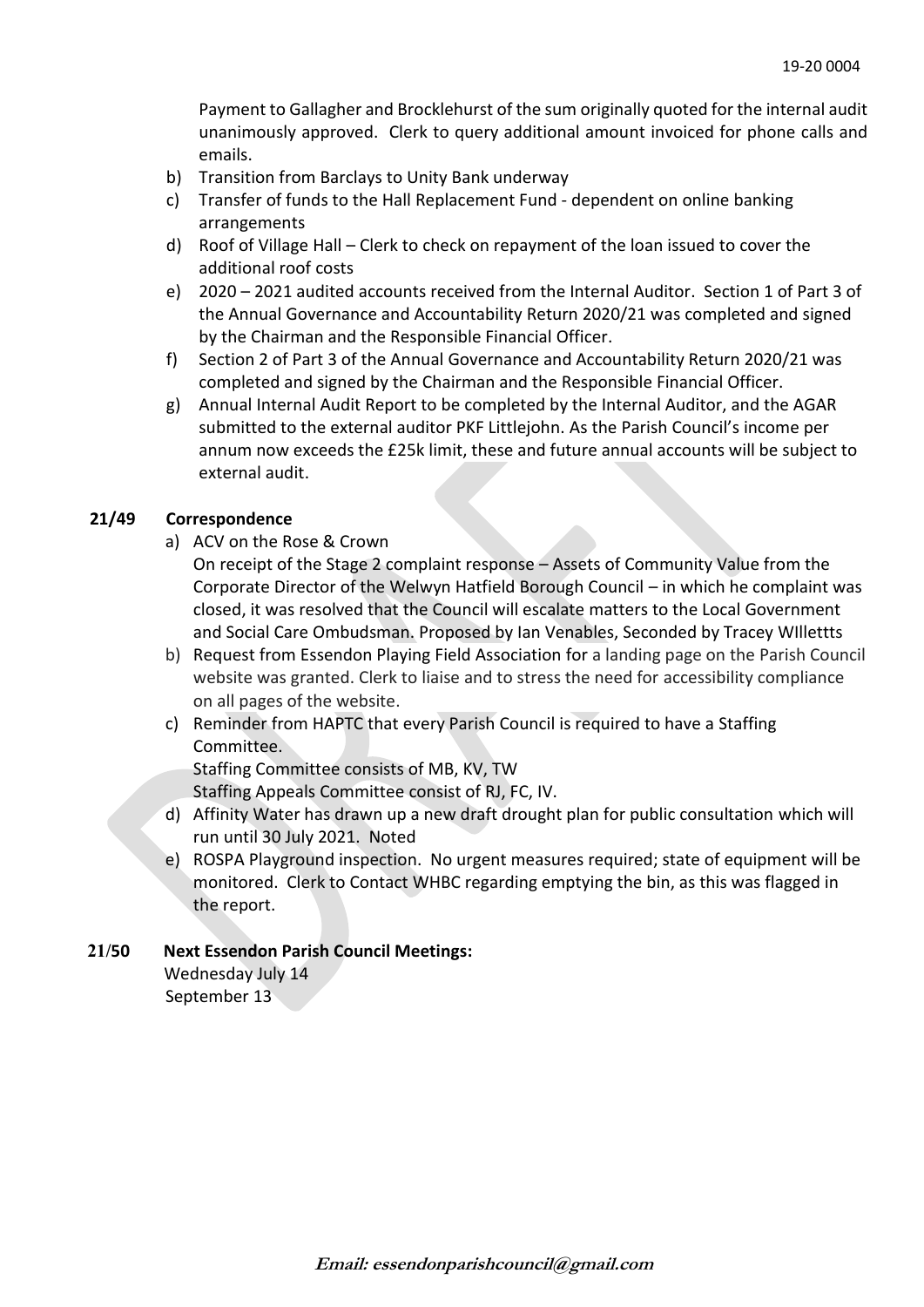Payment to Gallagher and Brocklehurst of the sum originally quoted for the internal audit unanimously approved. Clerk to query additional amount invoiced for phone calls and emails.

b) Transition from Barclays to Unity Bank underway
c) Transfer of funds to the Hall Replacement Fund - dependent on online banking arrangements
d) Roof of Village Hall – Clerk to check on repayment of the loan issued to cover the additional roof costs
e) 2020 – 2021 audited accounts received from the Internal Auditor. Section 1 of Part 3 of the Annual Governance and Accountability Return 2020/21 was completed and signed by the Chairman and the Responsible Financial Officer.
f) Section 2 of Part 3 of the Annual Governance and Accountability Return 2020/21 was completed and signed by the Chairman and the Responsible Financial Officer.
g) Annual Internal Audit Report to be completed by the Internal Auditor, and the AGAR submitted to the external auditor PKF Littlejohn. As the Parish Council's income per annum now exceeds the £25k limit, these and future annual accounts will be subject to external audit.

**21/49 Correspondence**

a) ACV on the Rose & Crown
On receipt of the Stage 2 complaint response – Assets of Community Value from the Corporate Director of the Welwyn Hatfield Borough Council – in which he complaint was closed, it was resolved that the Council will escalate matters to the Local Government and Social Care Ombudsman. Proposed by Ian Venables, Seconded by Tracey WIllettts
b) Request from Essendon Playing Field Association for a landing page on the Parish Council website was granted. Clerk to liaise and to stress the need for accessibility compliance on all pages of the website.
c) Reminder from HAPTC that every Parish Council is required to have a Staffing Committee.
Staffing Committee consists of MB, KV, TW
Staffing Appeals Committee consist of RJ, FC, IV.
d) Affinity Water has drawn up a new draft drought plan for public consultation which will run until 30 July 2021. Noted
e) ROSPA Playground inspection. No urgent measures required; state of equipment will be monitored. Clerk to Contact WHBC regarding emptying the bin, as this was flagged in the report.

**21/50 Next Essendon Parish Council Meetings:**

Wednesday July 14
September 13